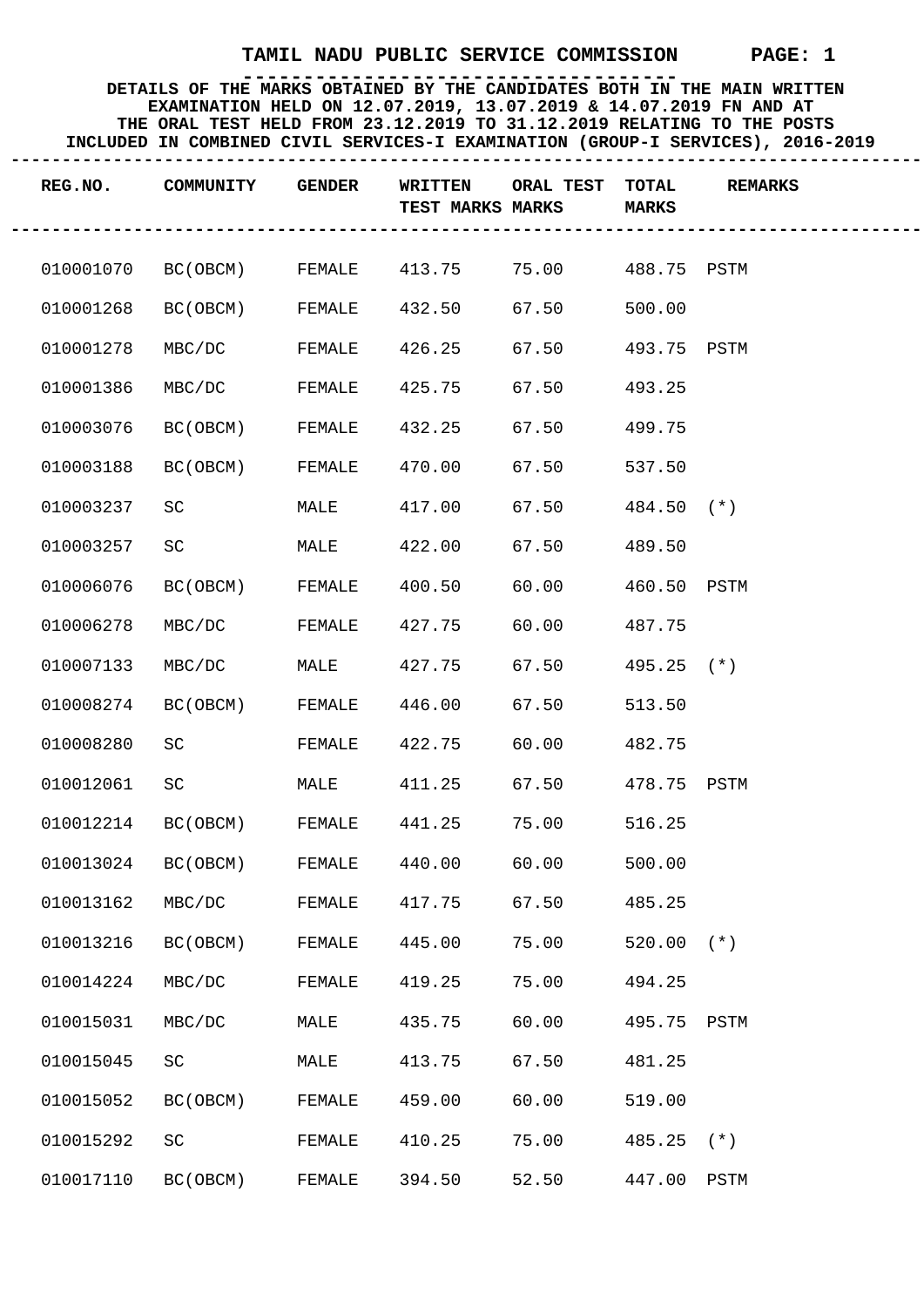# TAMIL NADU PUBLIC SERVICE COMMISSION

**DETAILS OF THE MARKS OBTAINED BY THE CANDIDATES BOTH IN THE MAIN WRITTEN EXAMINATION HELD ON 12.07.2019, 13.07.2019 & 14.07.2019 FN AND AT THE ORAL TEST HELD FROM 23.12.2019 TO 31.12.2019 RELATING TO THE POSTS INCLUDED IN COMBINED CIVIL SERVICES-I EXAMINATION (GROUP-I SERVICES), 2016-2019**

| REG.NO. | COMMUNITY | GENDER | WRITTEN TEST MARKS | ORAL TEST MARKS | TOTAL MARKS | REMARKS |
|---|---|---|---|---|---|---|
| 010001070 | BC(OBCM) | FEMALE | 413.75 | 75.00 | 488.75 | PSTM |
| 010001268 | BC(OBCM) | FEMALE | 432.50 | 67.50 | 500.00 | |
| 010001278 | MBC/DC | FEMALE | 426.25 | 67.50 | 493.75 | PSTM |
| 010001386 | MBC/DC | FEMALE | 425.75 | 67.50 | 493.25 | |
| 010003076 | BC(OBCM) | FEMALE | 432.25 | 67.50 | 499.75 | |
| 010003188 | BC(OBCM) | FEMALE | 470.00 | 67.50 | 537.50 | |
| 010003237 | SC | MALE | 417.00 | 67.50 | 484.50 | (*) |
| 010003257 | SC | MALE | 422.00 | 67.50 | 489.50 | |
| 010006076 | BC(OBCM) | FEMALE | 400.50 | 60.00 | 460.50 | PSTM |
| 010006278 | MBC/DC | FEMALE | 427.75 | 60.00 | 487.75 | |
| 010007133 | MBC/DC | MALE | 427.75 | 67.50 | 495.25 | (*) |
| 010008274 | BC(OBCM) | FEMALE | 446.00 | 67.50 | 513.50 | |
| 010008280 | SC | FEMALE | 422.75 | 60.00 | 482.75 | |
| 010012061 | SC | MALE | 411.25 | 67.50 | 478.75 | PSTM |
| 010012214 | BC(OBCM) | FEMALE | 441.25 | 75.00 | 516.25 | |
| 010013024 | BC(OBCM) | FEMALE | 440.00 | 60.00 | 500.00 | |
| 010013162 | MBC/DC | FEMALE | 417.75 | 67.50 | 485.25 | |
| 010013216 | BC(OBCM) | FEMALE | 445.00 | 75.00 | 520.00 | (*) |
| 010014224 | MBC/DC | FEMALE | 419.25 | 75.00 | 494.25 | |
| 010015031 | MBC/DC | MALE | 435.75 | 60.00 | 495.75 | PSTM |
| 010015045 | SC | MALE | 413.75 | 67.50 | 481.25 | |
| 010015052 | BC(OBCM) | FEMALE | 459.00 | 60.00 | 519.00 | |
| 010015292 | SC | FEMALE | 410.25 | 75.00 | 485.25 | (*) |
| 010017110 | BC(OBCM) | FEMALE | 394.50 | 52.50 | 447.00 | PSTM |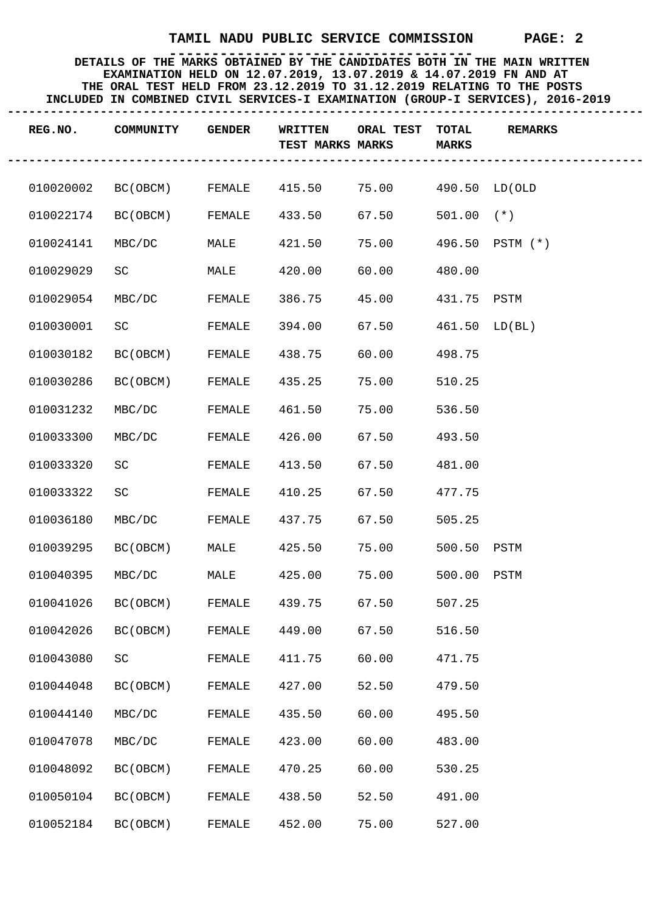# TAMIL NADU PUBLIC SERVICE COMMISSION

**DETAILS OF THE MARKS OBTAINED BY THE CANDIDATES BOTH IN THE MAIN WRITTEN EXAMINATION HELD ON 12.07.2019, 13.07.2019 & 14.07.2019 FN AND AT THE ORAL TEST HELD FROM 23.12.2019 TO 31.12.2019 RELATING TO THE POSTS INCLUDED IN COMBINED CIVIL SERVICES-I EXAMINATION (GROUP-I SERVICES), 2016-2019**

| REG.NO. | COMMUNITY | GENDER | WRITTEN TEST MARKS | ORAL TEST MARKS | TOTAL MARKS | REMARKS |
|---|---|---|---|---|---|---|
| 010020002 | BC(OBCM) | FEMALE | 415.50 | 75.00 | 490.50 | LD(OLD |
| 010022174 | BC(OBCM) | FEMALE | 433.50 | 67.50 | 501.00 | (*) |
| 010024141 | MBC/DC | MALE | 421.50 | 75.00 | 496.50 | PSTM (*) |
| 010029029 | SC | MALE | 420.00 | 60.00 | 480.00 | |
| 010029054 | MBC/DC | FEMALE | 386.75 | 45.00 | 431.75 | PSTM |
| 010030001 | SC | FEMALE | 394.00 | 67.50 | 461.50 | LD(BL) |
| 010030182 | BC(OBCM) | FEMALE | 438.75 | 60.00 | 498.75 | |
| 010030286 | BC(OBCM) | FEMALE | 435.25 | 75.00 | 510.25 | |
| 010031232 | MBC/DC | FEMALE | 461.50 | 75.00 | 536.50 | |
| 010033300 | MBC/DC | FEMALE | 426.00 | 67.50 | 493.50 | |
| 010033320 | SC | FEMALE | 413.50 | 67.50 | 481.00 | |
| 010033322 | SC | FEMALE | 410.25 | 67.50 | 477.75 | |
| 010036180 | MBC/DC | FEMALE | 437.75 | 67.50 | 505.25 | |
| 010039295 | BC(OBCM) | MALE | 425.50 | 75.00 | 500.50 | PSTM |
| 010040395 | MBC/DC | MALE | 425.00 | 75.00 | 500.00 | PSTM |
| 010041026 | BC(OBCM) | FEMALE | 439.75 | 67.50 | 507.25 | |
| 010042026 | BC(OBCM) | FEMALE | 449.00 | 67.50 | 516.50 | |
| 010043080 | SC | FEMALE | 411.75 | 60.00 | 471.75 | |
| 010044048 | BC(OBCM) | FEMALE | 427.00 | 52.50 | 479.50 | |
| 010044140 | MBC/DC | FEMALE | 435.50 | 60.00 | 495.50 | |
| 010047078 | MBC/DC | FEMALE | 423.00 | 60.00 | 483.00 | |
| 010048092 | BC(OBCM) | FEMALE | 470.25 | 60.00 | 530.25 | |
| 010050104 | BC(OBCM) | FEMALE | 438.50 | 52.50 | 491.00 | |
| 010052184 | BC(OBCM) | FEMALE | 452.00 | 75.00 | 527.00 | |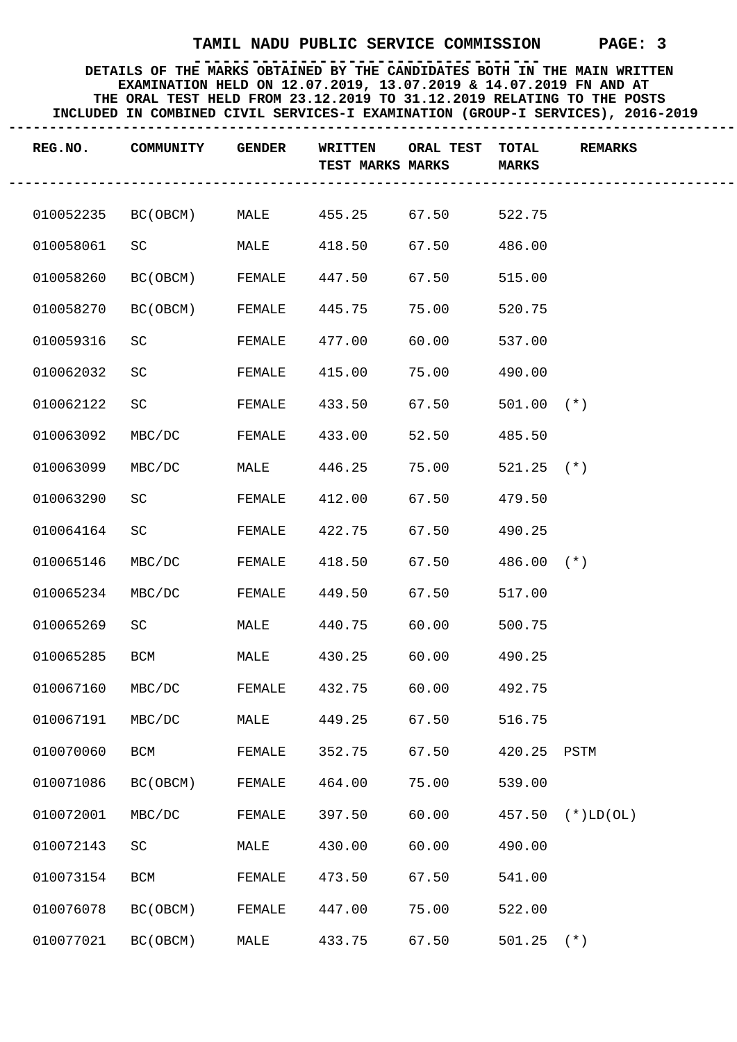# TAMIL NADU PUBLIC SERVICE COMMISSION

**DETAILS OF THE MARKS OBTAINED BY THE CANDIDATES BOTH IN THE MAIN WRITTEN EXAMINATION HELD ON 12.07.2019, 13.07.2019 & 14.07.2019 FN AND AT THE ORAL TEST HELD FROM 23.12.2019 TO 31.12.2019 RELATING TO THE POSTS INCLUDED IN COMBINED CIVIL SERVICES-I EXAMINATION (GROUP-I SERVICES), 2016-2019**

| REG.NO. | COMMUNITY | GENDER | WRITTEN TEST MARKS | ORAL TEST MARKS | TOTAL MARKS | REMARKS |
|---|---|---|---|---|---|---|
| 010052235 | BC(OBCM) | MALE | 455.25 | 67.50 | 522.75 | |
| 010058061 | SC | MALE | 418.50 | 67.50 | 486.00 | |
| 010058260 | BC(OBCM) | FEMALE | 447.50 | 67.50 | 515.00 | |
| 010058270 | BC(OBCM) | FEMALE | 445.75 | 75.00 | 520.75 | |
| 010059316 | SC | FEMALE | 477.00 | 60.00 | 537.00 | |
| 010062032 | SC | FEMALE | 415.00 | 75.00 | 490.00 | |
| 010062122 | SC | FEMALE | 433.50 | 67.50 | 501.00 | (*) |
| 010063092 | MBC/DC | FEMALE | 433.00 | 52.50 | 485.50 | |
| 010063099 | MBC/DC | MALE | 446.25 | 75.00 | 521.25 | (*) |
| 010063290 | SC | FEMALE | 412.00 | 67.50 | 479.50 | |
| 010064164 | SC | FEMALE | 422.75 | 67.50 | 490.25 | |
| 010065146 | MBC/DC | FEMALE | 418.50 | 67.50 | 486.00 | (*) |
| 010065234 | MBC/DC | FEMALE | 449.50 | 67.50 | 517.00 | |
| 010065269 | SC | MALE | 440.75 | 60.00 | 500.75 | |
| 010065285 | BCM | MALE | 430.25 | 60.00 | 490.25 | |
| 010067160 | MBC/DC | FEMALE | 432.75 | 60.00 | 492.75 | |
| 010067191 | MBC/DC | MALE | 449.25 | 67.50 | 516.75 | |
| 010070060 | BCM | FEMALE | 352.75 | 67.50 | 420.25 | PSTM |
| 010071086 | BC(OBCM) | FEMALE | 464.00 | 75.00 | 539.00 | |
| 010072001 | MBC/DC | FEMALE | 397.50 | 60.00 | 457.50 | (*)LD(OL) |
| 010072143 | SC | MALE | 430.00 | 60.00 | 490.00 | |
| 010073154 | BCM | FEMALE | 473.50 | 67.50 | 541.00 | |
| 010076078 | BC(OBCM) | FEMALE | 447.00 | 75.00 | 522.00 | |
| 010077021 | BC(OBCM) | MALE | 433.75 | 67.50 | 501.25 | (*) |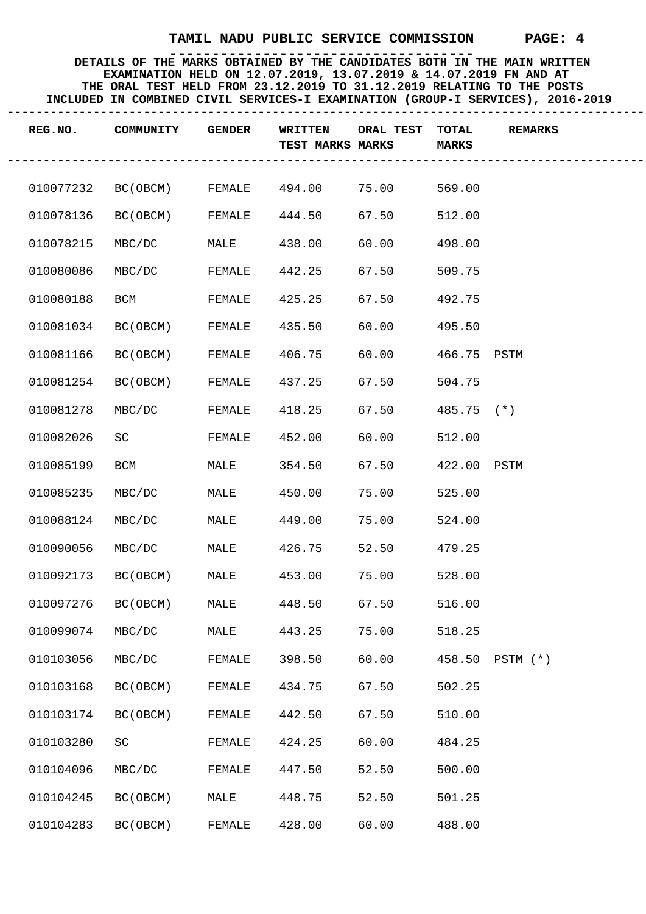# TAMIL NADU PUBLIC SERVICE COMMISSION

**DETAILS OF THE MARKS OBTAINED BY THE CANDIDATES BOTH IN THE MAIN WRITTEN EXAMINATION HELD ON 12.07.2019, 13.07.2019 & 14.07.2019 FN AND AT THE ORAL TEST HELD FROM 23.12.2019 TO 31.12.2019 RELATING TO THE POSTS INCLUDED IN COMBINED CIVIL SERVICES-I EXAMINATION (GROUP-I SERVICES), 2016-2019**

| REG.NO. | COMMUNITY | GENDER | WRITTEN TEST MARKS | ORAL TEST MARKS | TOTAL MARKS | REMARKS |
|---|---|---|---|---|---|---|
| 010077232 | BC(OBCM) | FEMALE | 494.00 | 75.00 | 569.00 | |
| 010078136 | BC(OBCM) | FEMALE | 444.50 | 67.50 | 512.00 | |
| 010078215 | MBC/DC | MALE | 438.00 | 60.00 | 498.00 | |
| 010080086 | MBC/DC | FEMALE | 442.25 | 67.50 | 509.75 | |
| 010080188 | BCM | FEMALE | 425.25 | 67.50 | 492.75 | |
| 010081034 | BC(OBCM) | FEMALE | 435.50 | 60.00 | 495.50 | |
| 010081166 | BC(OBCM) | FEMALE | 406.75 | 60.00 | 466.75 | PSTM |
| 010081254 | BC(OBCM) | FEMALE | 437.25 | 67.50 | 504.75 | |
| 010081278 | MBC/DC | FEMALE | 418.25 | 67.50 | 485.75 | (*) |
| 010082026 | SC | FEMALE | 452.00 | 60.00 | 512.00 | |
| 010085199 | BCM | MALE | 354.50 | 67.50 | 422.00 | PSTM |
| 010085235 | MBC/DC | MALE | 450.00 | 75.00 | 525.00 | |
| 010088124 | MBC/DC | MALE | 449.00 | 75.00 | 524.00 | |
| 010090056 | MBC/DC | MALE | 426.75 | 52.50 | 479.25 | |
| 010092173 | BC(OBCM) | MALE | 453.00 | 75.00 | 528.00 | |
| 010097276 | BC(OBCM) | MALE | 448.50 | 67.50 | 516.00 | |
| 010099074 | MBC/DC | MALE | 443.25 | 75.00 | 518.25 | |
| 010103056 | MBC/DC | FEMALE | 398.50 | 60.00 | 458.50 | PSTM (*) |
| 010103168 | BC(OBCM) | FEMALE | 434.75 | 67.50 | 502.25 | |
| 010103174 | BC(OBCM) | FEMALE | 442.50 | 67.50 | 510.00 | |
| 010103280 | SC | FEMALE | 424.25 | 60.00 | 484.25 | |
| 010104096 | MBC/DC | FEMALE | 447.50 | 52.50 | 500.00 | |
| 010104245 | BC(OBCM) | MALE | 448.75 | 52.50 | 501.25 | |
| 010104283 | BC(OBCM) | FEMALE | 428.00 | 60.00 | 488.00 | |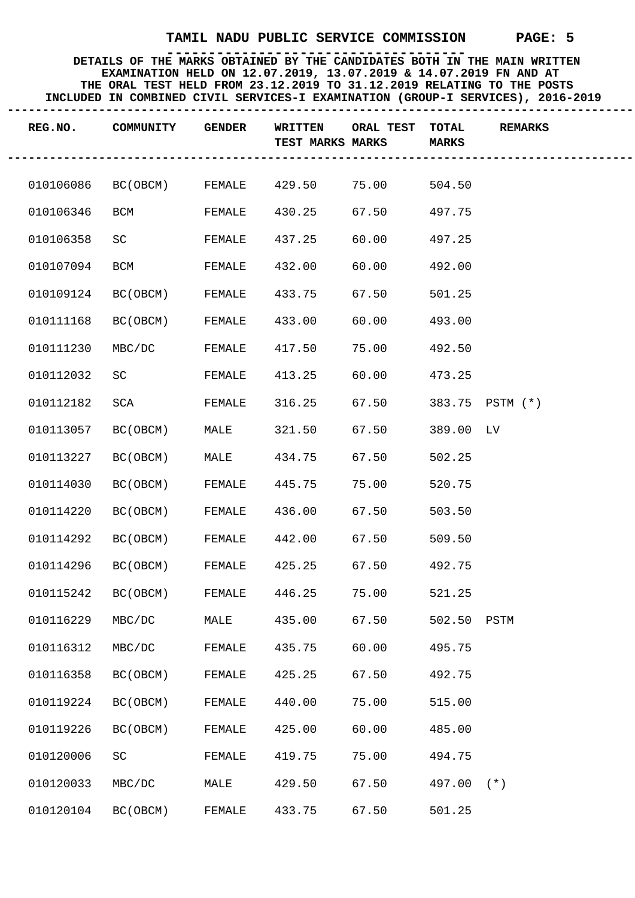# TAMIL NADU PUBLIC SERVICE COMMISSION

**DETAILS OF THE MARKS OBTAINED BY THE CANDIDATES BOTH IN THE MAIN WRITTEN EXAMINATION HELD ON 12.07.2019, 13.07.2019 & 14.07.2019 FN AND AT THE ORAL TEST HELD FROM 23.12.2019 TO 31.12.2019 RELATING TO THE POSTS INCLUDED IN COMBINED CIVIL SERVICES-I EXAMINATION (GROUP-I SERVICES), 2016-2019**

| REG.NO. | COMMUNITY | GENDER | WRITTEN TEST MARKS | ORAL TEST MARKS | TOTAL MARKS | REMARKS |
|---|---|---|---|---|---|---|
| 010106086 | BC(OBCM) | FEMALE | 429.50 | 75.00 | 504.50 | |
| 010106346 | BCM | FEMALE | 430.25 | 67.50 | 497.75 | |
| 010106358 | SC | FEMALE | 437.25 | 60.00 | 497.25 | |
| 010107094 | BCM | FEMALE | 432.00 | 60.00 | 492.00 | |
| 010109124 | BC(OBCM) | FEMALE | 433.75 | 67.50 | 501.25 | |
| 010111168 | BC(OBCM) | FEMALE | 433.00 | 60.00 | 493.00 | |
| 010111230 | MBC/DC | FEMALE | 417.50 | 75.00 | 492.50 | |
| 010112032 | SC | FEMALE | 413.25 | 60.00 | 473.25 | |
| 010112182 | SCA | FEMALE | 316.25 | 67.50 | 383.75 | PSTM (*) |
| 010113057 | BC(OBCM) | MALE | 321.50 | 67.50 | 389.00 | LV |
| 010113227 | BC(OBCM) | MALE | 434.75 | 67.50 | 502.25 | |
| 010114030 | BC(OBCM) | FEMALE | 445.75 | 75.00 | 520.75 | |
| 010114220 | BC(OBCM) | FEMALE | 436.00 | 67.50 | 503.50 | |
| 010114292 | BC(OBCM) | FEMALE | 442.00 | 67.50 | 509.50 | |
| 010114296 | BC(OBCM) | FEMALE | 425.25 | 67.50 | 492.75 | |
| 010115242 | BC(OBCM) | FEMALE | 446.25 | 75.00 | 521.25 | |
| 010116229 | MBC/DC | MALE | 435.00 | 67.50 | 502.50 | PSTM |
| 010116312 | MBC/DC | FEMALE | 435.75 | 60.00 | 495.75 | |
| 010116358 | BC(OBCM) | FEMALE | 425.25 | 67.50 | 492.75 | |
| 010119224 | BC(OBCM) | FEMALE | 440.00 | 75.00 | 515.00 | |
| 010119226 | BC(OBCM) | FEMALE | 425.00 | 60.00 | 485.00 | |
| 010120006 | SC | FEMALE | 419.75 | 75.00 | 494.75 | |
| 010120033 | MBC/DC | MALE | 429.50 | 67.50 | 497.00 | (*) |
| 010120104 | BC(OBCM) | FEMALE | 433.75 | 67.50 | 501.25 | |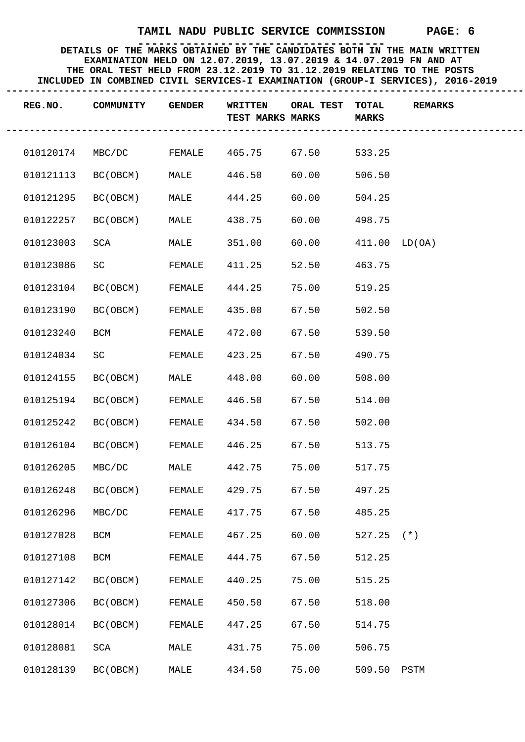# TAMIL NADU PUBLIC SERVICE COMMISSION

**DETAILS OF THE MARKS OBTAINED BY THE CANDIDATES BOTH IN THE MAIN WRITTEN EXAMINATION HELD ON 12.07.2019, 13.07.2019 & 14.07.2019 FN AND AT THE ORAL TEST HELD FROM 23.12.2019 TO 31.12.2019 RELATING TO THE POSTS INCLUDED IN COMBINED CIVIL SERVICES-I EXAMINATION (GROUP-I SERVICES), 2016-2019**

| REG.NO. | COMMUNITY | GENDER | WRITTEN TEST MARKS | ORAL TEST MARKS | TOTAL MARKS | REMARKS |
|---|---|---|---|---|---|---|
| 010120174 | MBC/DC | FEMALE | 465.75 | 67.50 | 533.25 | |
| 010121113 | BC(OBCM) | MALE | 446.50 | 60.00 | 506.50 | |
| 010121295 | BC(OBCM) | MALE | 444.25 | 60.00 | 504.25 | |
| 010122257 | BC(OBCM) | MALE | 438.75 | 60.00 | 498.75 | |
| 010123003 | SCA | MALE | 351.00 | 60.00 | 411.00 | LD(OA) |
| 010123086 | SC | FEMALE | 411.25 | 52.50 | 463.75 | |
| 010123104 | BC(OBCM) | FEMALE | 444.25 | 75.00 | 519.25 | |
| 010123190 | BC(OBCM) | FEMALE | 435.00 | 67.50 | 502.50 | |
| 010123240 | BCM | FEMALE | 472.00 | 67.50 | 539.50 | |
| 010124034 | SC | FEMALE | 423.25 | 67.50 | 490.75 | |
| 010124155 | BC(OBCM) | MALE | 448.00 | 60.00 | 508.00 | |
| 010125194 | BC(OBCM) | FEMALE | 446.50 | 67.50 | 514.00 | |
| 010125242 | BC(OBCM) | FEMALE | 434.50 | 67.50 | 502.00 | |
| 010126104 | BC(OBCM) | FEMALE | 446.25 | 67.50 | 513.75 | |
| 010126205 | MBC/DC | MALE | 442.75 | 75.00 | 517.75 | |
| 010126248 | BC(OBCM) | FEMALE | 429.75 | 67.50 | 497.25 | |
| 010126296 | MBC/DC | FEMALE | 417.75 | 67.50 | 485.25 | |
| 010127028 | BCM | FEMALE | 467.25 | 60.00 | 527.25 | (*) |
| 010127108 | BCM | FEMALE | 444.75 | 67.50 | 512.25 | |
| 010127142 | BC(OBCM) | FEMALE | 440.25 | 75.00 | 515.25 | |
| 010127306 | BC(OBCM) | FEMALE | 450.50 | 67.50 | 518.00 | |
| 010128014 | BC(OBCM) | FEMALE | 447.25 | 67.50 | 514.75 | |
| 010128081 | SCA | MALE | 431.75 | 75.00 | 506.75 | |
| 010128139 | BC(OBCM) | MALE | 434.50 | 75.00 | 509.50 | PSTM |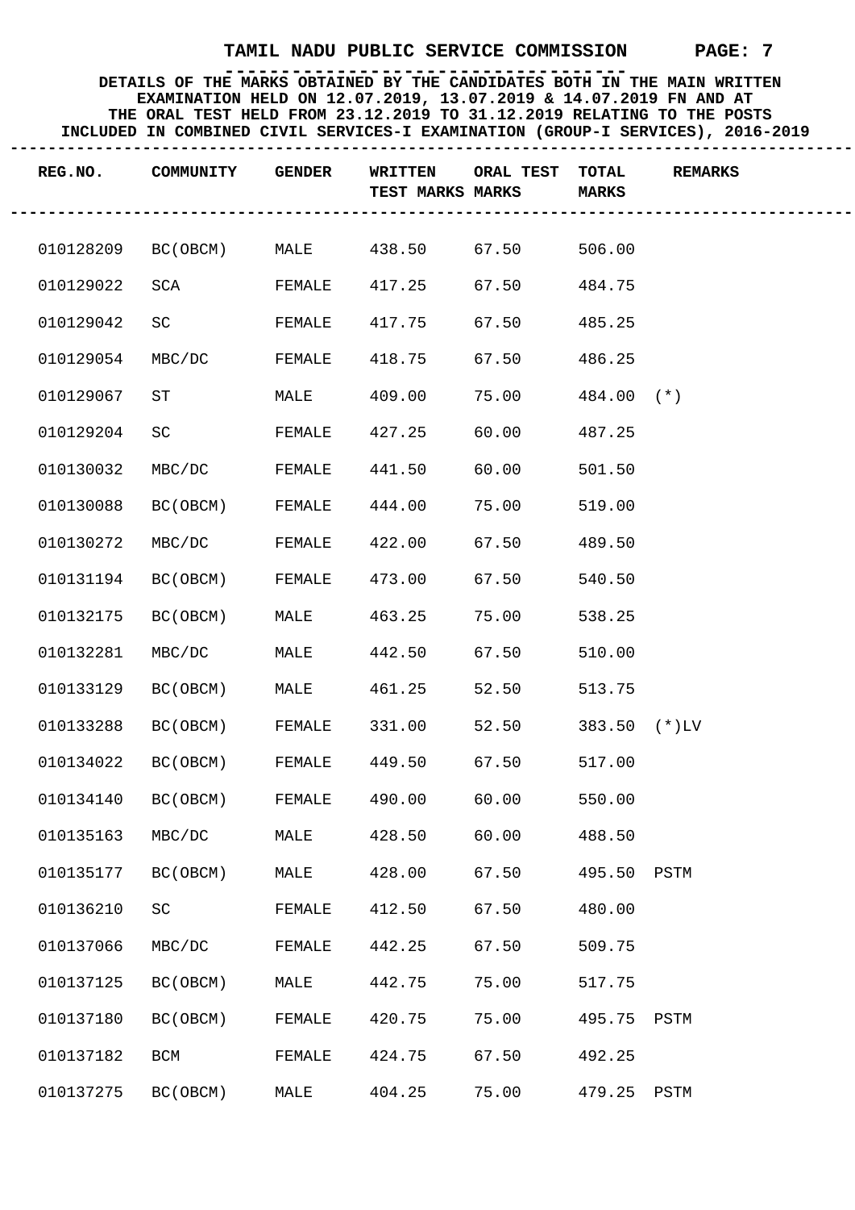# TAMIL NADU PUBLIC SERVICE COMMISSION

**DETAILS OF THE MARKS OBTAINED BY THE CANDIDATES BOTH IN THE MAIN WRITTEN EXAMINATION HELD ON 12.07.2019, 13.07.2019 & 14.07.2019 FN AND AT THE ORAL TEST HELD FROM 23.12.2019 TO 31.12.2019 RELATING TO THE POSTS INCLUDED IN COMBINED CIVIL SERVICES-I EXAMINATION (GROUP-I SERVICES), 2016-2019**

| REG.NO. | COMMUNITY | GENDER | WRITTEN TEST MARKS | ORAL TEST MARKS | TOTAL MARKS | REMARKS |
|---|---|---|---|---|---|---|
| 010128209 | BC(OBCM) | MALE | 438.50 | 67.50 | 506.00 | |
| 010129022 | SCA | FEMALE | 417.25 | 67.50 | 484.75 | |
| 010129042 | SC | FEMALE | 417.75 | 67.50 | 485.25 | |
| 010129054 | MBC/DC | FEMALE | 418.75 | 67.50 | 486.25 | |
| 010129067 | ST | MALE | 409.00 | 75.00 | 484.00 | (*) |
| 010129204 | SC | FEMALE | 427.25 | 60.00 | 487.25 | |
| 010130032 | MBC/DC | FEMALE | 441.50 | 60.00 | 501.50 | |
| 010130088 | BC(OBCM) | FEMALE | 444.00 | 75.00 | 519.00 | |
| 010130272 | MBC/DC | FEMALE | 422.00 | 67.50 | 489.50 | |
| 010131194 | BC(OBCM) | FEMALE | 473.00 | 67.50 | 540.50 | |
| 010132175 | BC(OBCM) | MALE | 463.25 | 75.00 | 538.25 | |
| 010132281 | MBC/DC | MALE | 442.50 | 67.50 | 510.00 | |
| 010133129 | BC(OBCM) | MALE | 461.25 | 52.50 | 513.75 | |
| 010133288 | BC(OBCM) | FEMALE | 331.00 | 52.50 | 383.50 | (*)LV |
| 010134022 | BC(OBCM) | FEMALE | 449.50 | 67.50 | 517.00 | |
| 010134140 | BC(OBCM) | FEMALE | 490.00 | 60.00 | 550.00 | |
| 010135163 | MBC/DC | MALE | 428.50 | 60.00 | 488.50 | |
| 010135177 | BC(OBCM) | MALE | 428.00 | 67.50 | 495.50 | PSTM |
| 010136210 | SC | FEMALE | 412.50 | 67.50 | 480.00 | |
| 010137066 | MBC/DC | FEMALE | 442.25 | 67.50 | 509.75 | |
| 010137125 | BC(OBCM) | MALE | 442.75 | 75.00 | 517.75 | |
| 010137180 | BC(OBCM) | FEMALE | 420.75 | 75.00 | 495.75 | PSTM |
| 010137182 | BCM | FEMALE | 424.75 | 67.50 | 492.25 | |
| 010137275 | BC(OBCM) | MALE | 404.25 | 75.00 | 479.25 | PSTM |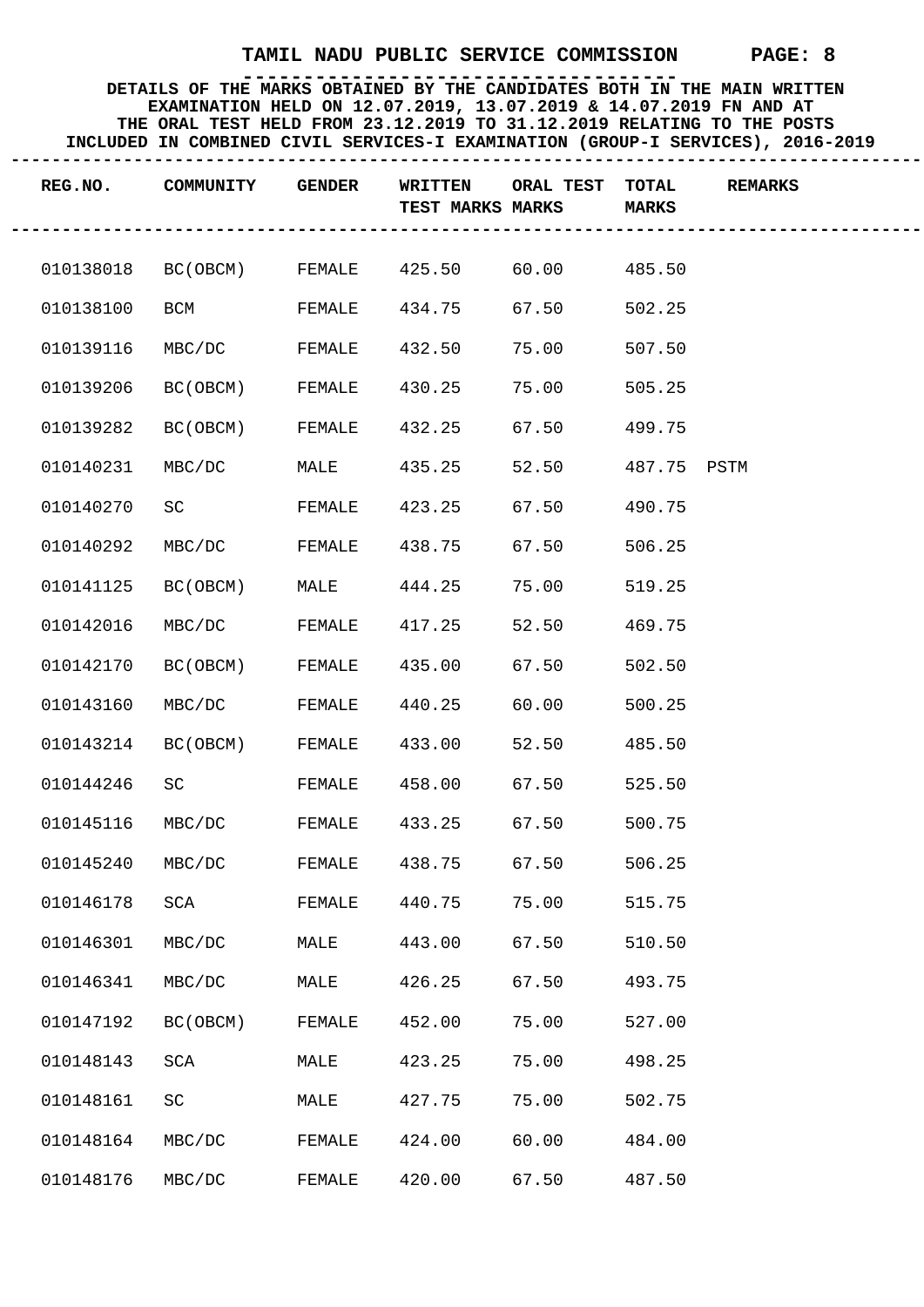# TAMIL NADU PUBLIC SERVICE COMMISSION

**DETAILS OF THE MARKS OBTAINED BY THE CANDIDATES BOTH IN THE MAIN WRITTEN EXAMINATION HELD ON 12.07.2019, 13.07.2019 & 14.07.2019 FN AND AT THE ORAL TEST HELD FROM 23.12.2019 TO 31.12.2019 RELATING TO THE POSTS INCLUDED IN COMBINED CIVIL SERVICES-I EXAMINATION (GROUP-I SERVICES), 2016-2019**

| REG.NO. | COMMUNITY | GENDER | WRITTEN TEST MARKS | ORAL TEST MARKS | TOTAL MARKS | REMARKS |
|---|---|---|---|---|---|---|
| 010138018 | BC(OBCM) | FEMALE | 425.50 | 60.00 | 485.50 | |
| 010138100 | BCM | FEMALE | 434.75 | 67.50 | 502.25 | |
| 010139116 | MBC/DC | FEMALE | 432.50 | 75.00 | 507.50 | |
| 010139206 | BC(OBCM) | FEMALE | 430.25 | 75.00 | 505.25 | |
| 010139282 | BC(OBCM) | FEMALE | 432.25 | 67.50 | 499.75 | |
| 010140231 | MBC/DC | MALE | 435.25 | 52.50 | 487.75 | PSTM |
| 010140270 | SC | FEMALE | 423.25 | 67.50 | 490.75 | |
| 010140292 | MBC/DC | FEMALE | 438.75 | 67.50 | 506.25 | |
| 010141125 | BC(OBCM) | MALE | 444.25 | 75.00 | 519.25 | |
| 010142016 | MBC/DC | FEMALE | 417.25 | 52.50 | 469.75 | |
| 010142170 | BC(OBCM) | FEMALE | 435.00 | 67.50 | 502.50 | |
| 010143160 | MBC/DC | FEMALE | 440.25 | 60.00 | 500.25 | |
| 010143214 | BC(OBCM) | FEMALE | 433.00 | 52.50 | 485.50 | |
| 010144246 | SC | FEMALE | 458.00 | 67.50 | 525.50 | |
| 010145116 | MBC/DC | FEMALE | 433.25 | 67.50 | 500.75 | |
| 010145240 | MBC/DC | FEMALE | 438.75 | 67.50 | 506.25 | |
| 010146178 | SCA | FEMALE | 440.75 | 75.00 | 515.75 | |
| 010146301 | MBC/DC | MALE | 443.00 | 67.50 | 510.50 | |
| 010146341 | MBC/DC | MALE | 426.25 | 67.50 | 493.75 | |
| 010147192 | BC(OBCM) | FEMALE | 452.00 | 75.00 | 527.00 | |
| 010148143 | SCA | MALE | 423.25 | 75.00 | 498.25 | |
| 010148161 | SC | MALE | 427.75 | 75.00 | 502.75 | |
| 010148164 | MBC/DC | FEMALE | 424.00 | 60.00 | 484.00 | |
| 010148176 | MBC/DC | FEMALE | 420.00 | 67.50 | 487.50 | |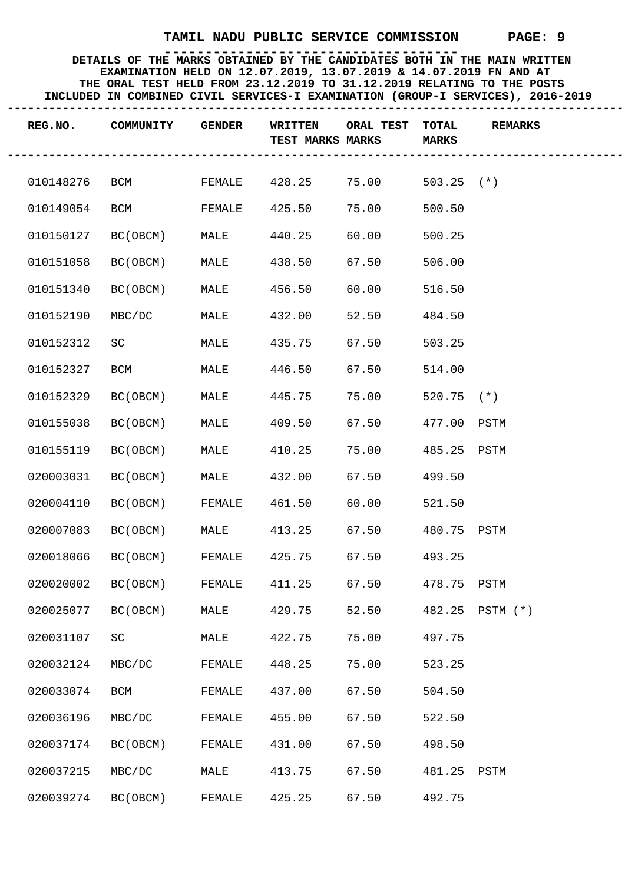# TAMIL NADU PUBLIC SERVICE COMMISSION

**DETAILS OF THE MARKS OBTAINED BY THE CANDIDATES BOTH IN THE MAIN WRITTEN EXAMINATION HELD ON 12.07.2019, 13.07.2019 & 14.07.2019 FN AND AT THE ORAL TEST HELD FROM 23.12.2019 TO 31.12.2019 RELATING TO THE POSTS INCLUDED IN COMBINED CIVIL SERVICES-I EXAMINATION (GROUP-I SERVICES), 2016-2019**

| REG.NO. | COMMUNITY | GENDER | WRITTEN TEST MARKS | ORAL TEST MARKS | TOTAL MARKS | REMARKS |
|---|---|---|---|---|---|---|
| 010148276 | BCM | FEMALE | 428.25 | 75.00 | 503.25 | (*) |
| 010149054 | BCM | FEMALE | 425.50 | 75.00 | 500.50 | |
| 010150127 | BC(OBCM) | MALE | 440.25 | 60.00 | 500.25 | |
| 010151058 | BC(OBCM) | MALE | 438.50 | 67.50 | 506.00 | |
| 010151340 | BC(OBCM) | MALE | 456.50 | 60.00 | 516.50 | |
| 010152190 | MBC/DC | MALE | 432.00 | 52.50 | 484.50 | |
| 010152312 | SC | MALE | 435.75 | 67.50 | 503.25 | |
| 010152327 | BCM | MALE | 446.50 | 67.50 | 514.00 | |
| 010152329 | BC(OBCM) | MALE | 445.75 | 75.00 | 520.75 | (*) |
| 010155038 | BC(OBCM) | MALE | 409.50 | 67.50 | 477.00 | PSTM |
| 010155119 | BC(OBCM) | MALE | 410.25 | 75.00 | 485.25 | PSTM |
| 020003031 | BC(OBCM) | MALE | 432.00 | 67.50 | 499.50 | |
| 020004110 | BC(OBCM) | FEMALE | 461.50 | 60.00 | 521.50 | |
| 020007083 | BC(OBCM) | MALE | 413.25 | 67.50 | 480.75 | PSTM |
| 020018066 | BC(OBCM) | FEMALE | 425.75 | 67.50 | 493.25 | |
| 020020002 | BC(OBCM) | FEMALE | 411.25 | 67.50 | 478.75 | PSTM |
| 020025077 | BC(OBCM) | MALE | 429.75 | 52.50 | 482.25 | PSTM (*) |
| 020031107 | SC | MALE | 422.75 | 75.00 | 497.75 | |
| 020032124 | MBC/DC | FEMALE | 448.25 | 75.00 | 523.25 | |
| 020033074 | BCM | FEMALE | 437.00 | 67.50 | 504.50 | |
| 020036196 | MBC/DC | FEMALE | 455.00 | 67.50 | 522.50 | |
| 020037174 | BC(OBCM) | FEMALE | 431.00 | 67.50 | 498.50 | |
| 020037215 | MBC/DC | MALE | 413.75 | 67.50 | 481.25 | PSTM |
| 020039274 | BC(OBCM) | FEMALE | 425.25 | 67.50 | 492.75 | |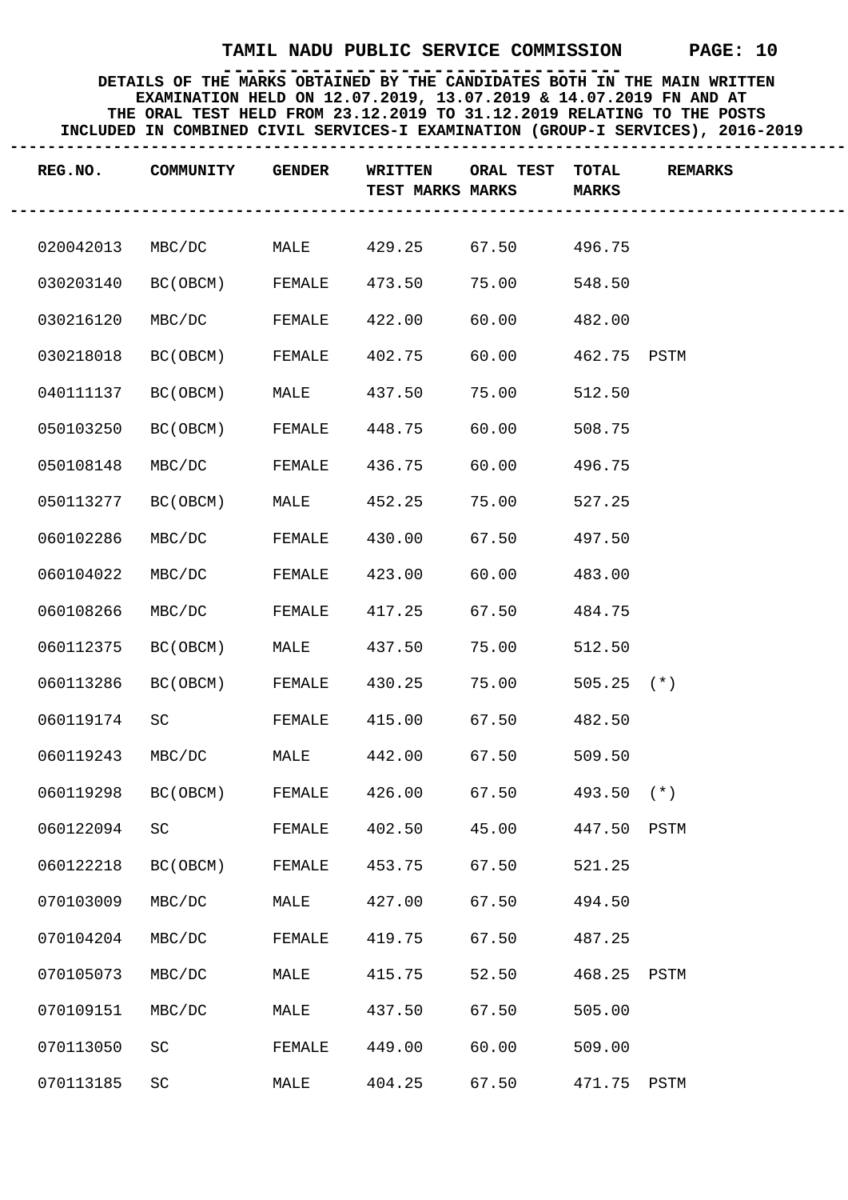# TAMIL NADU PUBLIC SERVICE COMMISSION

**DETAILS OF THE MARKS OBTAINED BY THE CANDIDATES BOTH IN THE MAIN WRITTEN EXAMINATION HELD ON 12.07.2019, 13.07.2019 & 14.07.2019 FN AND AT THE ORAL TEST HELD FROM 23.12.2019 TO 31.12.2019 RELATING TO THE POSTS INCLUDED IN COMBINED CIVIL SERVICES-I EXAMINATION (GROUP-I SERVICES), 2016-2019**

| REG.NO. | COMMUNITY | GENDER | WRITTEN TEST MARKS | ORAL TEST MARKS | TOTAL MARKS | REMARKS |
|---|---|---|---|---|---|---|
| 020042013 | MBC/DC | MALE | 429.25 | 67.50 | 496.75 | |
| 030203140 | BC(OBCM) | FEMALE | 473.50 | 75.00 | 548.50 | |
| 030216120 | MBC/DC | FEMALE | 422.00 | 60.00 | 482.00 | |
| 030218018 | BC(OBCM) | FEMALE | 402.75 | 60.00 | 462.75 | PSTM |
| 040111137 | BC(OBCM) | MALE | 437.50 | 75.00 | 512.50 | |
| 050103250 | BC(OBCM) | FEMALE | 448.75 | 60.00 | 508.75 | |
| 050108148 | MBC/DC | FEMALE | 436.75 | 60.00 | 496.75 | |
| 050113277 | BC(OBCM) | MALE | 452.25 | 75.00 | 527.25 | |
| 060102286 | MBC/DC | FEMALE | 430.00 | 67.50 | 497.50 | |
| 060104022 | MBC/DC | FEMALE | 423.00 | 60.00 | 483.00 | |
| 060108266 | MBC/DC | FEMALE | 417.25 | 67.50 | 484.75 | |
| 060112375 | BC(OBCM) | MALE | 437.50 | 75.00 | 512.50 | |
| 060113286 | BC(OBCM) | FEMALE | 430.25 | 75.00 | 505.25 | (*) |
| 060119174 | SC | FEMALE | 415.00 | 67.50 | 482.50 | |
| 060119243 | MBC/DC | MALE | 442.00 | 67.50 | 509.50 | |
| 060119298 | BC(OBCM) | FEMALE | 426.00 | 67.50 | 493.50 | (*) |
| 060122094 | SC | FEMALE | 402.50 | 45.00 | 447.50 | PSTM |
| 060122218 | BC(OBCM) | FEMALE | 453.75 | 67.50 | 521.25 | |
| 070103009 | MBC/DC | MALE | 427.00 | 67.50 | 494.50 | |
| 070104204 | MBC/DC | FEMALE | 419.75 | 67.50 | 487.25 | |
| 070105073 | MBC/DC | MALE | 415.75 | 52.50 | 468.25 | PSTM |
| 070109151 | MBC/DC | MALE | 437.50 | 67.50 | 505.00 | |
| 070113050 | SC | FEMALE | 449.00 | 60.00 | 509.00 | |
| 070113185 | SC | MALE | 404.25 | 67.50 | 471.75 | PSTM |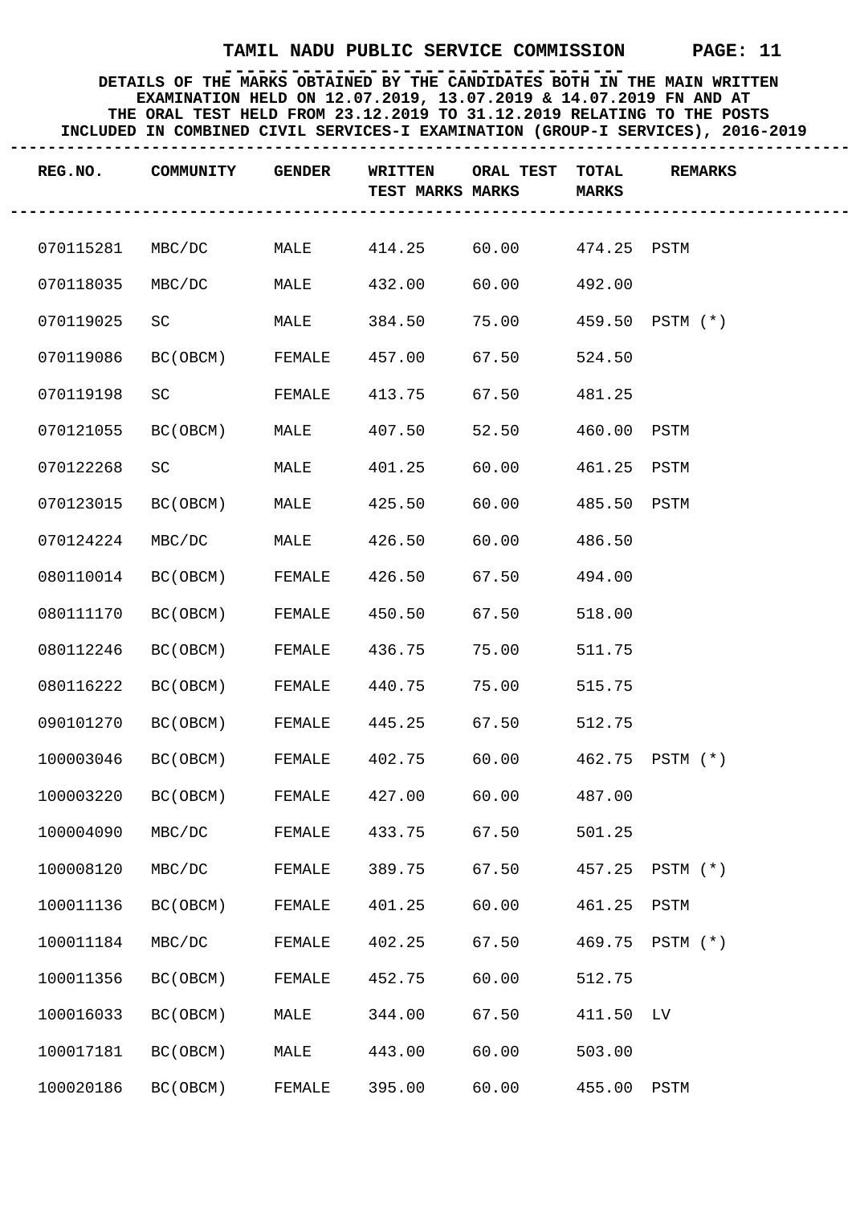# TAMIL NADU PUBLIC SERVICE COMMISSION

**DETAILS OF THE MARKS OBTAINED BY THE CANDIDATES BOTH IN THE MAIN WRITTEN EXAMINATION HELD ON 12.07.2019, 13.07.2019 & 14.07.2019 FN AND AT THE ORAL TEST HELD FROM 23.12.2019 TO 31.12.2019 RELATING TO THE POSTS INCLUDED IN COMBINED CIVIL SERVICES-I EXAMINATION (GROUP-I SERVICES), 2016-2019**

| REG.NO. | COMMUNITY | GENDER | WRITTEN TEST MARKS | ORAL TEST MARKS | TOTAL MARKS | REMARKS |
|---|---|---|---|---|---|---|
| 070115281 | MBC/DC | MALE | 414.25 | 60.00 | 474.25 | PSTM |
| 070118035 | MBC/DC | MALE | 432.00 | 60.00 | 492.00 | |
| 070119025 | SC | MALE | 384.50 | 75.00 | 459.50 | PSTM (*) |
| 070119086 | BC(OBCM) | FEMALE | 457.00 | 67.50 | 524.50 | |
| 070119198 | SC | FEMALE | 413.75 | 67.50 | 481.25 | |
| 070121055 | BC(OBCM) | MALE | 407.50 | 52.50 | 460.00 | PSTM |
| 070122268 | SC | MALE | 401.25 | 60.00 | 461.25 | PSTM |
| 070123015 | BC(OBCM) | MALE | 425.50 | 60.00 | 485.50 | PSTM |
| 070124224 | MBC/DC | MALE | 426.50 | 60.00 | 486.50 | |
| 080110014 | BC(OBCM) | FEMALE | 426.50 | 67.50 | 494.00 | |
| 080111170 | BC(OBCM) | FEMALE | 450.50 | 67.50 | 518.00 | |
| 080112246 | BC(OBCM) | FEMALE | 436.75 | 75.00 | 511.75 | |
| 080116222 | BC(OBCM) | FEMALE | 440.75 | 75.00 | 515.75 | |
| 090101270 | BC(OBCM) | FEMALE | 445.25 | 67.50 | 512.75 | |
| 100003046 | BC(OBCM) | FEMALE | 402.75 | 60.00 | 462.75 | PSTM (*) |
| 100003220 | BC(OBCM) | FEMALE | 427.00 | 60.00 | 487.00 | |
| 100004090 | MBC/DC | FEMALE | 433.75 | 67.50 | 501.25 | |
| 100008120 | MBC/DC | FEMALE | 389.75 | 67.50 | 457.25 | PSTM (*) |
| 100011136 | BC(OBCM) | FEMALE | 401.25 | 60.00 | 461.25 | PSTM |
| 100011184 | MBC/DC | FEMALE | 402.25 | 67.50 | 469.75 | PSTM (*) |
| 100011356 | BC(OBCM) | FEMALE | 452.75 | 60.00 | 512.75 | |
| 100016033 | BC(OBCM) | MALE | 344.00 | 67.50 | 411.50 | LV |
| 100017181 | BC(OBCM) | MALE | 443.00 | 60.00 | 503.00 | |
| 100020186 | BC(OBCM) | FEMALE | 395.00 | 60.00 | 455.00 | PSTM |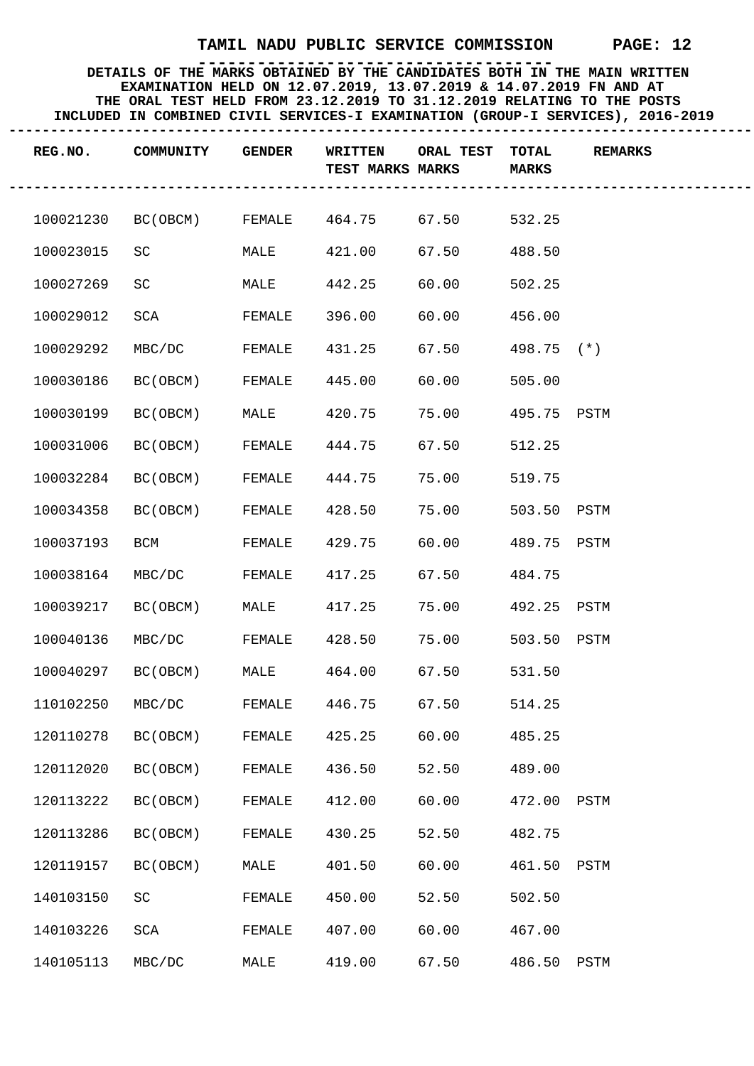**TAMIL NADU PUBLIC SERVICE COMMISSION**

**DETAILS OF THE MARKS OBTAINED BY THE CANDIDATES BOTH IN THE MAIN WRITTEN EXAMINATION HELD ON 12.07.2019, 13.07.2019 & 14.07.2019 FN AND AT THE ORAL TEST HELD FROM 23.12.2019 TO 31.12.2019 RELATING TO THE POSTS INCLUDED IN COMBINED CIVIL SERVICES-I EXAMINATION (GROUP-I SERVICES), 2016-2019**

| REG.NO. | COMMUNITY | GENDER | WRITTEN TEST MARKS | ORAL TEST MARKS | TOTAL MARKS | REMARKS |
|---|---|---|---|---|---|---|
| 100021230 | BC(OBCM) | FEMALE | 464.75 | 67.50 | 532.25 | |
| 100023015 | SC | MALE | 421.00 | 67.50 | 488.50 | |
| 100027269 | SC | MALE | 442.25 | 60.00 | 502.25 | |
| 100029012 | SCA | FEMALE | 396.00 | 60.00 | 456.00 | |
| 100029292 | MBC/DC | FEMALE | 431.25 | 67.50 | 498.75 | (*) |
| 100030186 | BC(OBCM) | FEMALE | 445.00 | 60.00 | 505.00 | |
| 100030199 | BC(OBCM) | MALE | 420.75 | 75.00 | 495.75 | PSTM |
| 100031006 | BC(OBCM) | FEMALE | 444.75 | 67.50 | 512.25 | |
| 100032284 | BC(OBCM) | FEMALE | 444.75 | 75.00 | 519.75 | |
| 100034358 | BC(OBCM) | FEMALE | 428.50 | 75.00 | 503.50 | PSTM |
| 100037193 | BCM | FEMALE | 429.75 | 60.00 | 489.75 | PSTM |
| 100038164 | MBC/DC | FEMALE | 417.25 | 67.50 | 484.75 | |
| 100039217 | BC(OBCM) | MALE | 417.25 | 75.00 | 492.25 | PSTM |
| 100040136 | MBC/DC | FEMALE | 428.50 | 75.00 | 503.50 | PSTM |
| 100040297 | BC(OBCM) | MALE | 464.00 | 67.50 | 531.50 | |
| 110102250 | MBC/DC | FEMALE | 446.75 | 67.50 | 514.25 | |
| 120110278 | BC(OBCM) | FEMALE | 425.25 | 60.00 | 485.25 | |
| 120112020 | BC(OBCM) | FEMALE | 436.50 | 52.50 | 489.00 | |
| 120113222 | BC(OBCM) | FEMALE | 412.00 | 60.00 | 472.00 | PSTM |
| 120113286 | BC(OBCM) | FEMALE | 430.25 | 52.50 | 482.75 | |
| 120119157 | BC(OBCM) | MALE | 401.50 | 60.00 | 461.50 | PSTM |
| 140103150 | SC | FEMALE | 450.00 | 52.50 | 502.50 | |
| 140103226 | SCA | FEMALE | 407.00 | 60.00 | 467.00 | |
| 140105113 | MBC/DC | MALE | 419.00 | 67.50 | 486.50 | PSTM |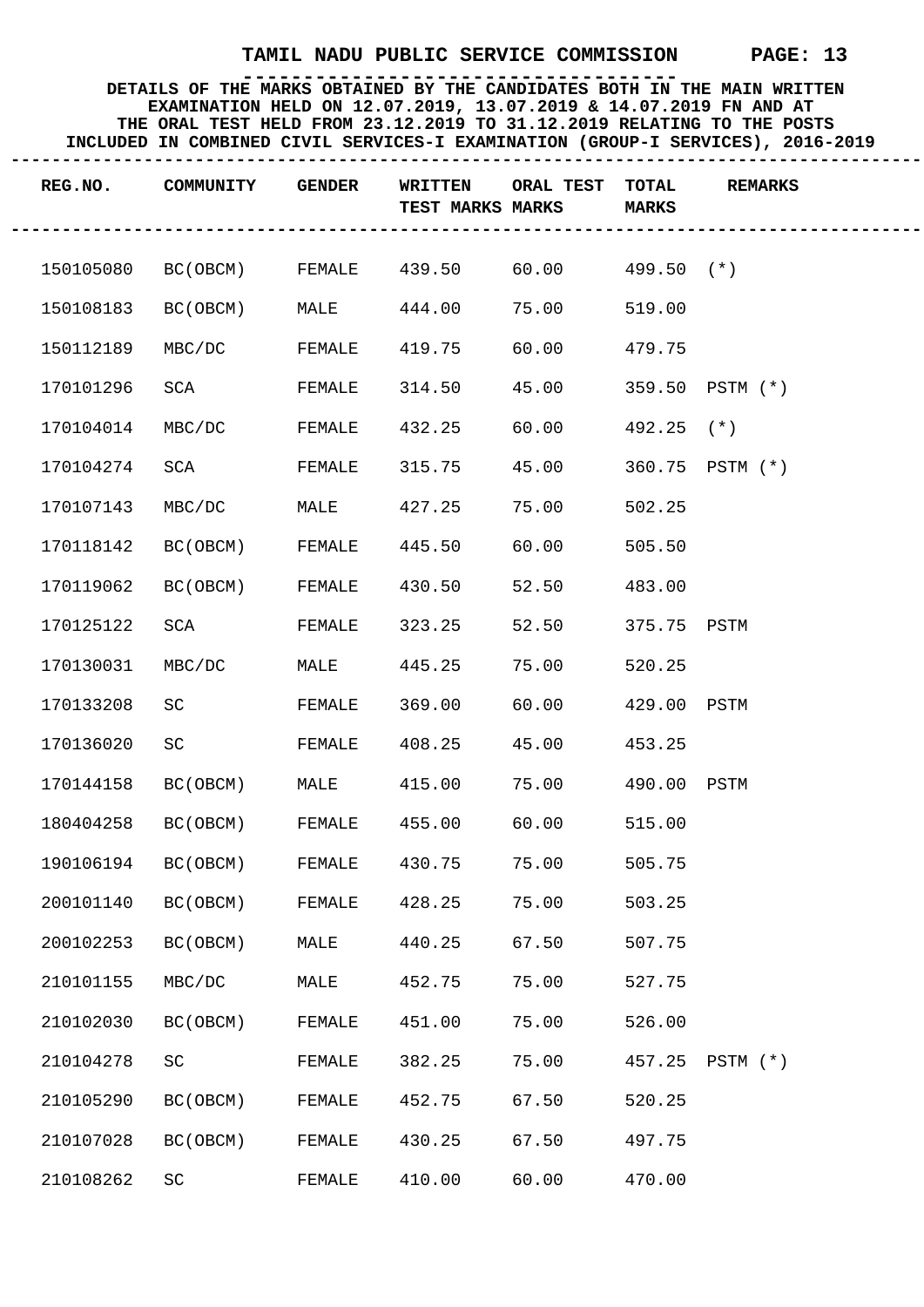# TAMIL NADU PUBLIC SERVICE COMMISSION

**DETAILS OF THE MARKS OBTAINED BY THE CANDIDATES BOTH IN THE MAIN WRITTEN EXAMINATION HELD ON 12.07.2019, 13.07.2019 & 14.07.2019 FN AND AT THE ORAL TEST HELD FROM 23.12.2019 TO 31.12.2019 RELATING TO THE POSTS INCLUDED IN COMBINED CIVIL SERVICES-I EXAMINATION (GROUP-I SERVICES), 2016-2019**

| REG.NO. | COMMUNITY | GENDER | WRITTEN TEST MARKS | ORAL TEST MARKS | TOTAL MARKS | REMARKS |
|---|---|---|---|---|---|---|
| 150105080 | BC(OBCM) | FEMALE | 439.50 | 60.00 | 499.50 | (*) |
| 150108183 | BC(OBCM) | MALE | 444.00 | 75.00 | 519.00 | |
| 150112189 | MBC/DC | FEMALE | 419.75 | 60.00 | 479.75 | |
| 170101296 | SCA | FEMALE | 314.50 | 45.00 | 359.50 | PSTM (*) |
| 170104014 | MBC/DC | FEMALE | 432.25 | 60.00 | 492.25 | (*) |
| 170104274 | SCA | FEMALE | 315.75 | 45.00 | 360.75 | PSTM (*) |
| 170107143 | MBC/DC | MALE | 427.25 | 75.00 | 502.25 | |
| 170118142 | BC(OBCM) | FEMALE | 445.50 | 60.00 | 505.50 | |
| 170119062 | BC(OBCM) | FEMALE | 430.50 | 52.50 | 483.00 | |
| 170125122 | SCA | FEMALE | 323.25 | 52.50 | 375.75 | PSTM |
| 170130031 | MBC/DC | MALE | 445.25 | 75.00 | 520.25 | |
| 170133208 | SC | FEMALE | 369.00 | 60.00 | 429.00 | PSTM |
| 170136020 | SC | FEMALE | 408.25 | 45.00 | 453.25 | |
| 170144158 | BC(OBCM) | MALE | 415.00 | 75.00 | 490.00 | PSTM |
| 180404258 | BC(OBCM) | FEMALE | 455.00 | 60.00 | 515.00 | |
| 190106194 | BC(OBCM) | FEMALE | 430.75 | 75.00 | 505.75 | |
| 200101140 | BC(OBCM) | FEMALE | 428.25 | 75.00 | 503.25 | |
| 200102253 | BC(OBCM) | MALE | 440.25 | 67.50 | 507.75 | |
| 210101155 | MBC/DC | MALE | 452.75 | 75.00 | 527.75 | |
| 210102030 | BC(OBCM) | FEMALE | 451.00 | 75.00 | 526.00 | |
| 210104278 | SC | FEMALE | 382.25 | 75.00 | 457.25 | PSTM (*) |
| 210105290 | BC(OBCM) | FEMALE | 452.75 | 67.50 | 520.25 | |
| 210107028 | BC(OBCM) | FEMALE | 430.25 | 67.50 | 497.75 | |
| 210108262 | SC | FEMALE | 410.00 | 60.00 | 470.00 | |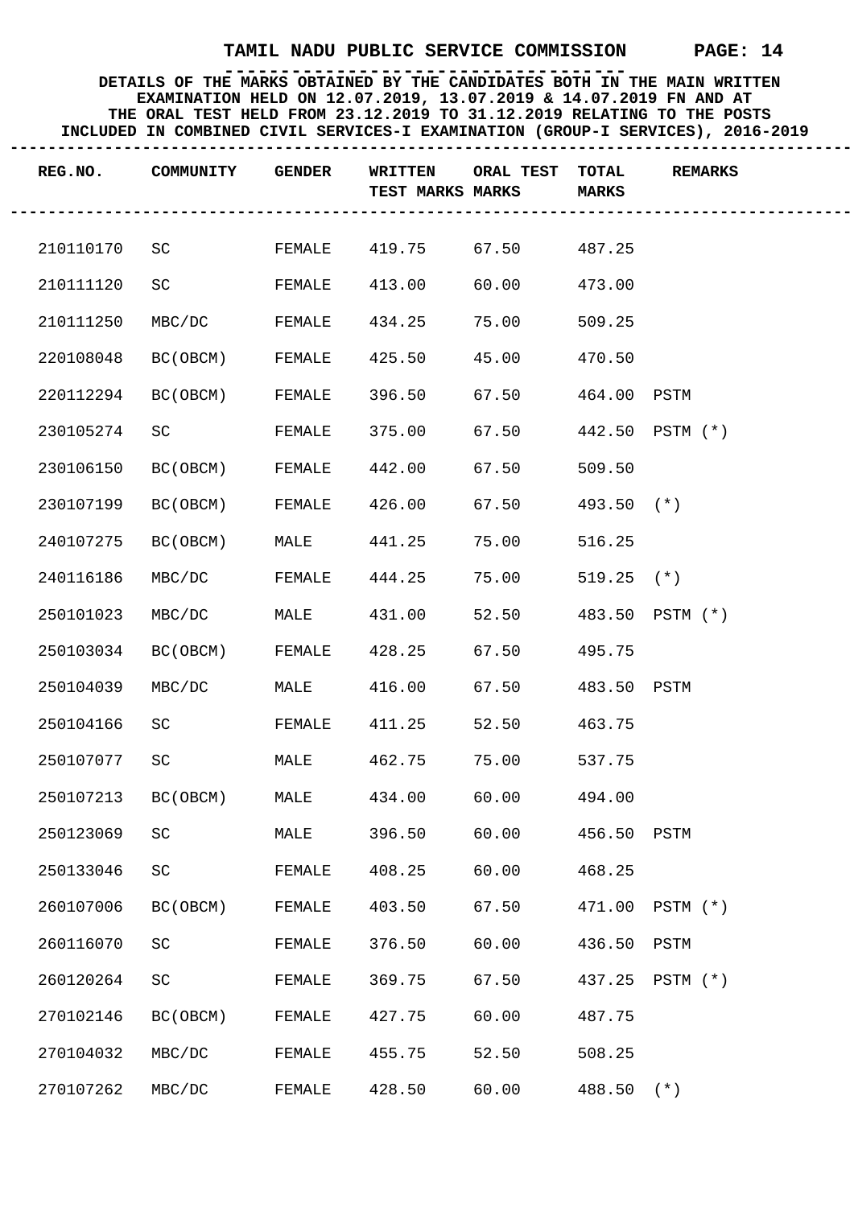# TAMIL NADU PUBLIC SERVICE COMMISSION

**DETAILS OF THE MARKS OBTAINED BY THE CANDIDATES BOTH IN THE MAIN WRITTEN EXAMINATION HELD ON 12.07.2019, 13.07.2019 & 14.07.2019 FN AND AT THE ORAL TEST HELD FROM 23.12.2019 TO 31.12.2019 RELATING TO THE POSTS INCLUDED IN COMBINED CIVIL SERVICES-I EXAMINATION (GROUP-I SERVICES), 2016-2019**

| REG.NO. | COMMUNITY | GENDER | WRITTEN TEST MARKS | ORAL TEST MARKS | TOTAL MARKS | REMARKS |
|---|---|---|---|---|---|---|
| 210110170 | SC | FEMALE | 419.75 | 67.50 | 487.25 | |
| 210111120 | SC | FEMALE | 413.00 | 60.00 | 473.00 | |
| 210111250 | MBC/DC | FEMALE | 434.25 | 75.00 | 509.25 | |
| 220108048 | BC(OBCM) | FEMALE | 425.50 | 45.00 | 470.50 | |
| 220112294 | BC(OBCM) | FEMALE | 396.50 | 67.50 | 464.00 | PSTM |
| 230105274 | SC | FEMALE | 375.00 | 67.50 | 442.50 | PSTM (*) |
| 230106150 | BC(OBCM) | FEMALE | 442.00 | 67.50 | 509.50 | |
| 230107199 | BC(OBCM) | FEMALE | 426.00 | 67.50 | 493.50 | (*) |
| 240107275 | BC(OBCM) | MALE | 441.25 | 75.00 | 516.25 | |
| 240116186 | MBC/DC | FEMALE | 444.25 | 75.00 | 519.25 | (*) |
| 250101023 | MBC/DC | MALE | 431.00 | 52.50 | 483.50 | PSTM (*) |
| 250103034 | BC(OBCM) | FEMALE | 428.25 | 67.50 | 495.75 | |
| 250104039 | MBC/DC | MALE | 416.00 | 67.50 | 483.50 | PSTM |
| 250104166 | SC | FEMALE | 411.25 | 52.50 | 463.75 | |
| 250107077 | SC | MALE | 462.75 | 75.00 | 537.75 | |
| 250107213 | BC(OBCM) | MALE | 434.00 | 60.00 | 494.00 | |
| 250123069 | SC | MALE | 396.50 | 60.00 | 456.50 | PSTM |
| 250133046 | SC | FEMALE | 408.25 | 60.00 | 468.25 | |
| 260107006 | BC(OBCM) | FEMALE | 403.50 | 67.50 | 471.00 | PSTM (*) |
| 260116070 | SC | FEMALE | 376.50 | 60.00 | 436.50 | PSTM |
| 260120264 | SC | FEMALE | 369.75 | 67.50 | 437.25 | PSTM (*) |
| 270102146 | BC(OBCM) | FEMALE | 427.75 | 60.00 | 487.75 | |
| 270104032 | MBC/DC | FEMALE | 455.75 | 52.50 | 508.25 | |
| 270107262 | MBC/DC | FEMALE | 428.50 | 60.00 | 488.50 | (*) |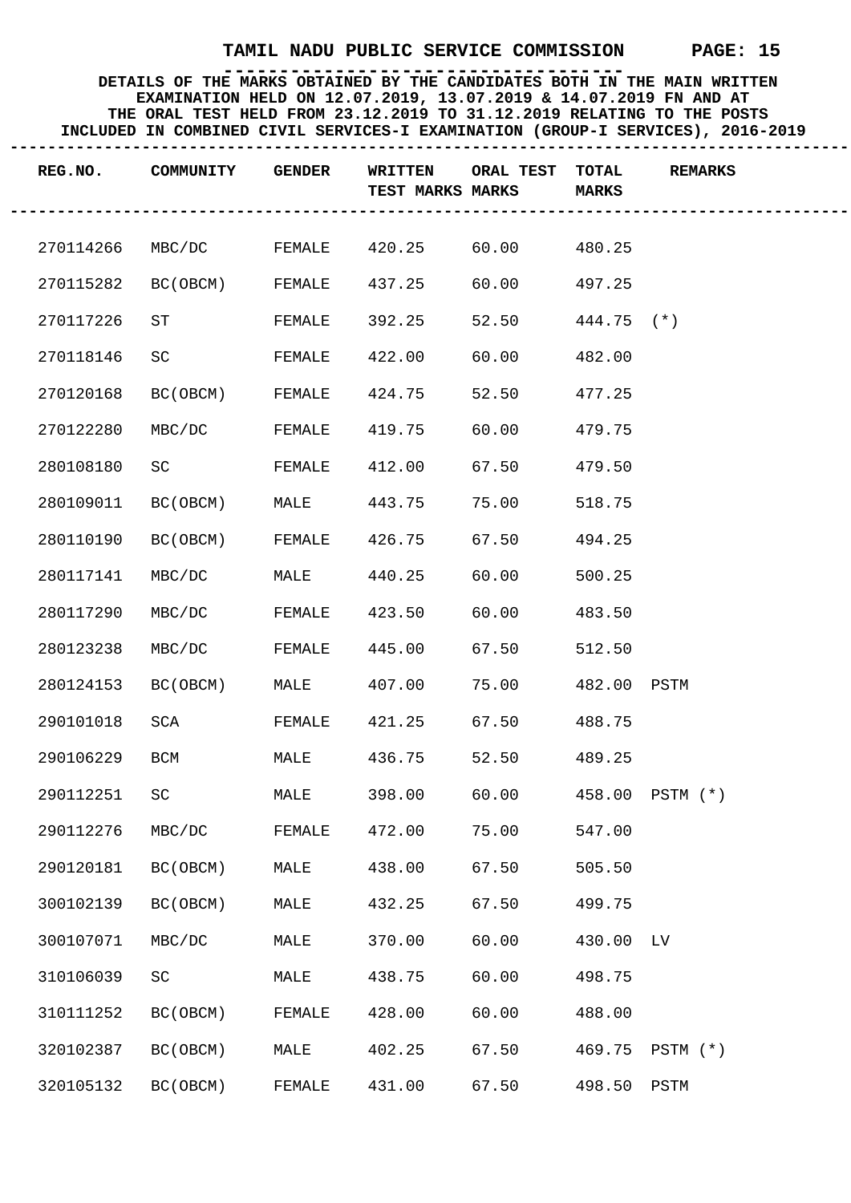# TAMIL NADU PUBLIC SERVICE COMMISSION

**DETAILS OF THE MARKS OBTAINED BY THE CANDIDATES BOTH IN THE MAIN WRITTEN EXAMINATION HELD ON 12.07.2019, 13.07.2019 & 14.07.2019 FN AND AT THE ORAL TEST HELD FROM 23.12.2019 TO 31.12.2019 RELATING TO THE POSTS INCLUDED IN COMBINED CIVIL SERVICES-I EXAMINATION (GROUP-I SERVICES), 2016-2019**

| REG.NO. | COMMUNITY | GENDER | WRITTEN TEST MARKS | ORAL TEST MARKS | TOTAL MARKS | REMARKS |
|---|---|---|---|---|---|---|
| 270114266 | MBC/DC | FEMALE | 420.25 | 60.00 | 480.25 | |
| 270115282 | BC(OBCM) | FEMALE | 437.25 | 60.00 | 497.25 | |
| 270117226 | ST | FEMALE | 392.25 | 52.50 | 444.75 | (*) |
| 270118146 | SC | FEMALE | 422.00 | 60.00 | 482.00 | |
| 270120168 | BC(OBCM) | FEMALE | 424.75 | 52.50 | 477.25 | |
| 270122280 | MBC/DC | FEMALE | 419.75 | 60.00 | 479.75 | |
| 280108180 | SC | FEMALE | 412.00 | 67.50 | 479.50 | |
| 280109011 | BC(OBCM) | MALE | 443.75 | 75.00 | 518.75 | |
| 280110190 | BC(OBCM) | FEMALE | 426.75 | 67.50 | 494.25 | |
| 280117141 | MBC/DC | MALE | 440.25 | 60.00 | 500.25 | |
| 280117290 | MBC/DC | FEMALE | 423.50 | 60.00 | 483.50 | |
| 280123238 | MBC/DC | FEMALE | 445.00 | 67.50 | 512.50 | |
| 280124153 | BC(OBCM) | MALE | 407.00 | 75.00 | 482.00 | PSTM |
| 290101018 | SCA | FEMALE | 421.25 | 67.50 | 488.75 | |
| 290106229 | BCM | MALE | 436.75 | 52.50 | 489.25 | |
| 290112251 | SC | MALE | 398.00 | 60.00 | 458.00 | PSTM (*) |
| 290112276 | MBC/DC | FEMALE | 472.00 | 75.00 | 547.00 | |
| 290120181 | BC(OBCM) | MALE | 438.00 | 67.50 | 505.50 | |
| 300102139 | BC(OBCM) | MALE | 432.25 | 67.50 | 499.75 | |
| 300107071 | MBC/DC | MALE | 370.00 | 60.00 | 430.00 | LV |
| 310106039 | SC | MALE | 438.75 | 60.00 | 498.75 | |
| 310111252 | BC(OBCM) | FEMALE | 428.00 | 60.00 | 488.00 | |
| 320102387 | BC(OBCM) | MALE | 402.25 | 67.50 | 469.75 | PSTM (*) |
| 320105132 | BC(OBCM) | FEMALE | 431.00 | 67.50 | 498.50 | PSTM |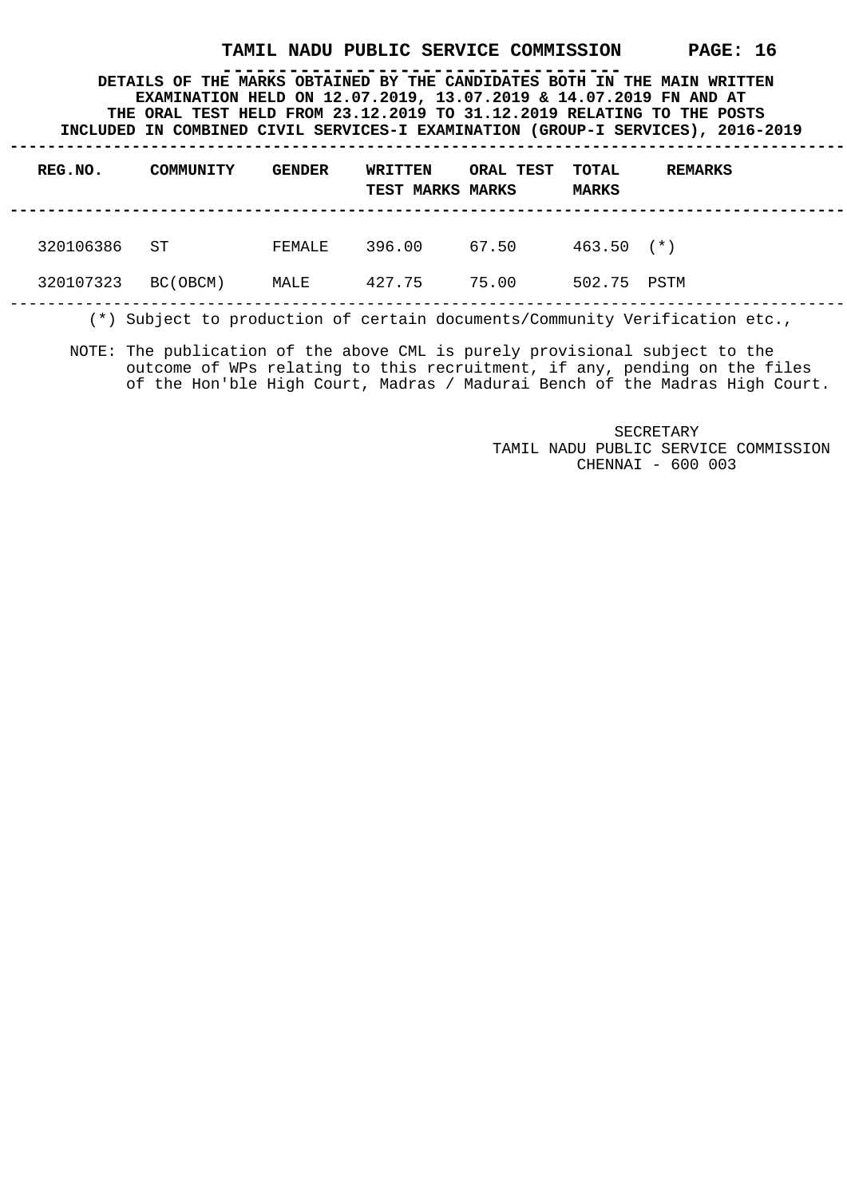**TAMIL NADU PUBLIC SERVICE COMMISSION**

**DETAILS OF THE MARKS OBTAINED BY THE CANDIDATES BOTH IN THE MAIN WRITTEN EXAMINATION HELD ON 12.07.2019, 13.07.2019 & 14.07.2019 FN AND AT THE ORAL TEST HELD FROM 23.12.2019 TO 31.12.2019 RELATING TO THE POSTS INCLUDED IN COMBINED CIVIL SERVICES-I EXAMINATION (GROUP-I SERVICES), 2016-2019**

| REG.NO. | COMMUNITY | GENDER | WRITTEN TEST MARKS | ORAL TEST MARKS | TOTAL MARKS | REMARKS |
|---|---|---|---|---|---|---|
| 320106386 | ST | FEMALE | 396.00 | 67.50 | 463.50 | (*) |
| 320107323 | BC(OBCM) | MALE | 427.75 | 75.00 | 502.75 | PSTM |

(*) Subject to production of certain documents/Community Verification etc.,

NOTE: The publication of the above CML is purely provisional subject to the outcome of WPs relating to this recruitment, if any, pending on the files of the Hon'ble High Court, Madras / Madurai Bench of the Madras High Court.

SECRETARY
TAMIL NADU PUBLIC SERVICE COMMISSION
CHENNAI - 600 003